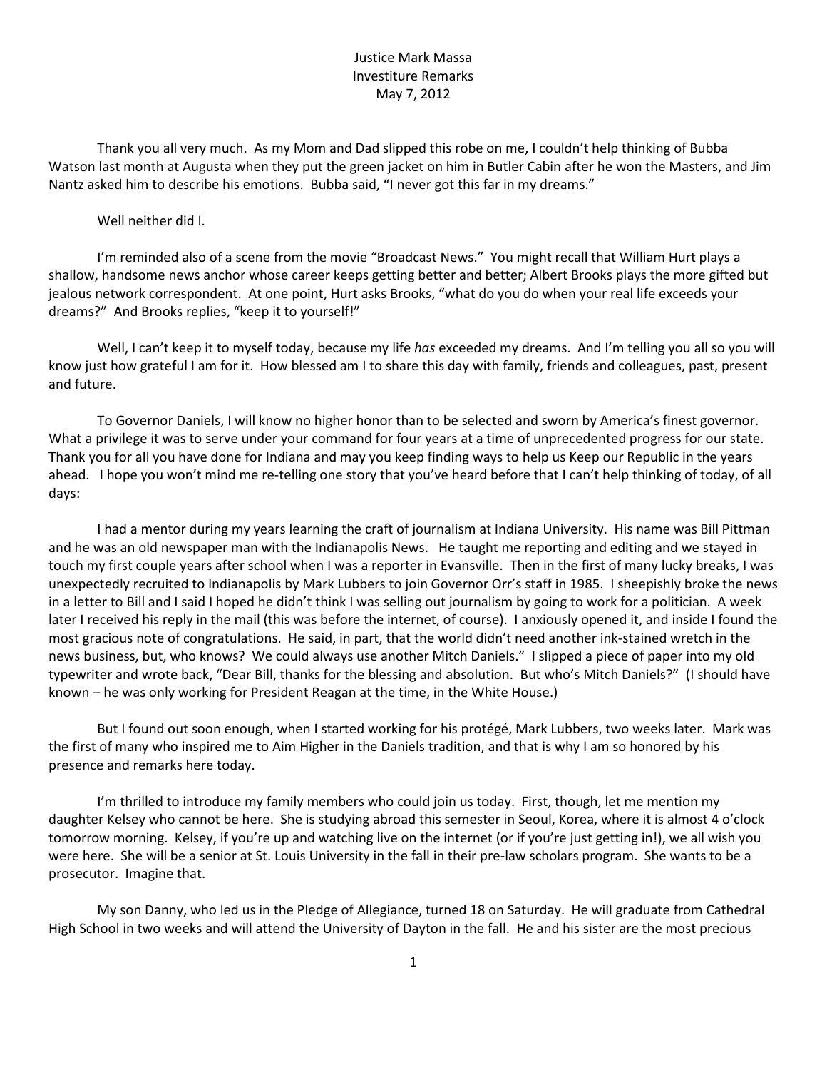Justice Mark Massa
Investiture Remarks
May 7, 2012

Thank you all very much. As my Mom and Dad slipped this robe on me, I couldn't help thinking of Bubba Watson last month at Augusta when they put the green jacket on him in Butler Cabin after he won the Masters, and Jim Nantz asked him to describe his emotions. Bubba said, "I never got this far in my dreams."

Well neither did I.

I'm reminded also of a scene from the movie "Broadcast News." You might recall that William Hurt plays a shallow, handsome news anchor whose career keeps getting better and better; Albert Brooks plays the more gifted but jealous network correspondent. At one point, Hurt asks Brooks, "what do you do when your real life exceeds your dreams?" And Brooks replies, "keep it to yourself!"

Well, I can't keep it to myself today, because my life *has* exceeded my dreams. And I'm telling you all so you will know just how grateful I am for it. How blessed am I to share this day with family, friends and colleagues, past, present and future.

To Governor Daniels, I will know no higher honor than to be selected and sworn by America's finest governor. What a privilege it was to serve under your command for four years at a time of unprecedented progress for our state. Thank you for all you have done for Indiana and may you keep finding ways to help us Keep our Republic in the years ahead. I hope you won't mind me re-telling one story that you've heard before that I can't help thinking of today, of all days:

I had a mentor during my years learning the craft of journalism at Indiana University. His name was Bill Pittman and he was an old newspaper man with the Indianapolis News. He taught me reporting and editing and we stayed in touch my first couple years after school when I was a reporter in Evansville. Then in the first of many lucky breaks, I was unexpectedly recruited to Indianapolis by Mark Lubbers to join Governor Orr's staff in 1985. I sheepishly broke the news in a letter to Bill and I said I hoped he didn't think I was selling out journalism by going to work for a politician. A week later I received his reply in the mail (this was before the internet, of course). I anxiously opened it, and inside I found the most gracious note of congratulations. He said, in part, that the world didn't need another ink-stained wretch in the news business, but, who knows? We could always use another Mitch Daniels." I slipped a piece of paper into my old typewriter and wrote back, "Dear Bill, thanks for the blessing and absolution. But who's Mitch Daniels?" (I should have known – he was only working for President Reagan at the time, in the White House.)

But I found out soon enough, when I started working for his protégé, Mark Lubbers, two weeks later. Mark was the first of many who inspired me to Aim Higher in the Daniels tradition, and that is why I am so honored by his presence and remarks here today.

I'm thrilled to introduce my family members who could join us today. First, though, let me mention my daughter Kelsey who cannot be here. She is studying abroad this semester in Seoul, Korea, where it is almost 4 o'clock tomorrow morning. Kelsey, if you're up and watching live on the internet (or if you're just getting in!), we all wish you were here. She will be a senior at St. Louis University in the fall in their pre-law scholars program. She wants to be a prosecutor. Imagine that.

My son Danny, who led us in the Pledge of Allegiance, turned 18 on Saturday. He will graduate from Cathedral High School in two weeks and will attend the University of Dayton in the fall. He and his sister are the most precious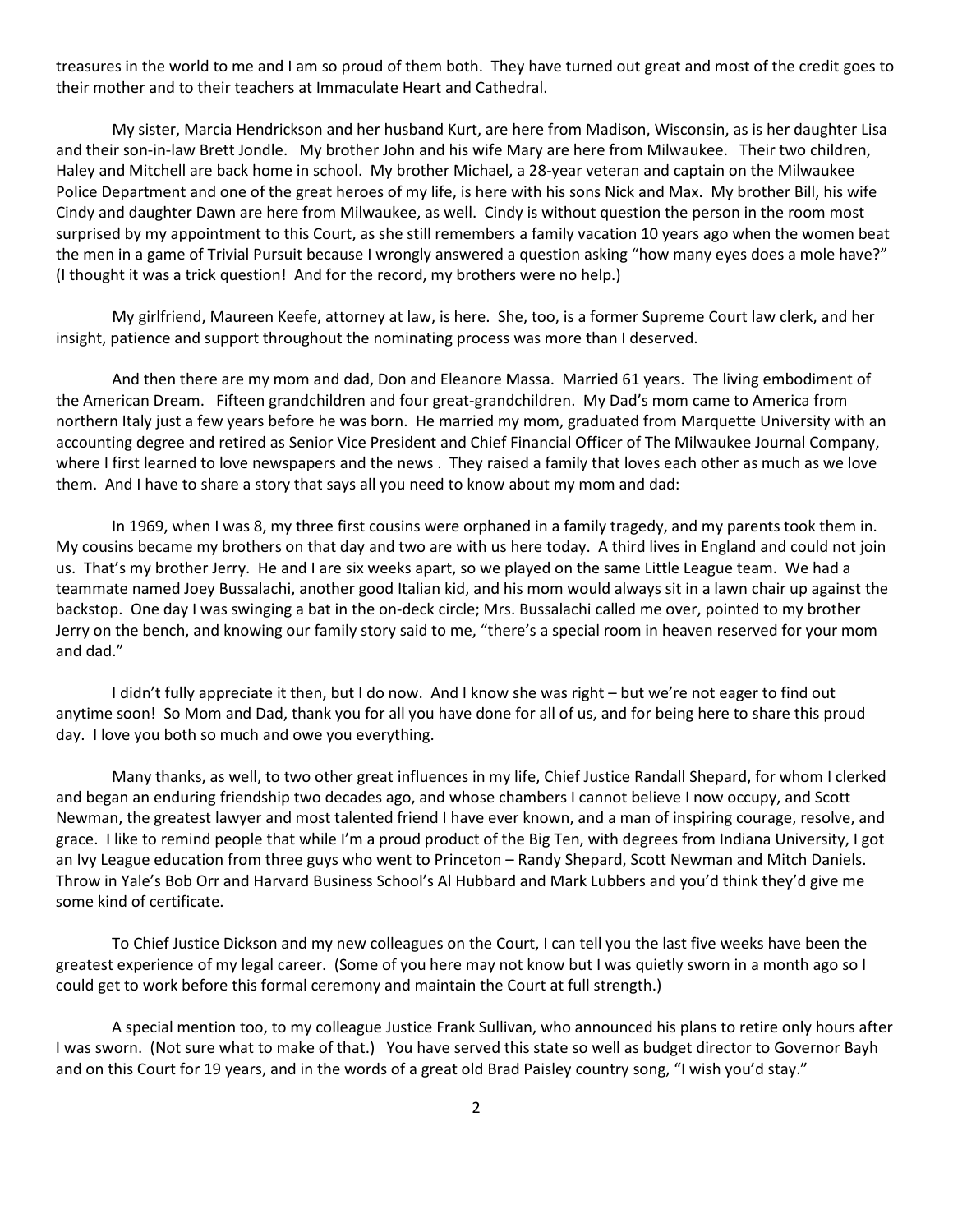treasures in the world to me and I am so proud of them both. They have turned out great and most of the credit goes to their mother and to their teachers at Immaculate Heart and Cathedral.

My sister, Marcia Hendrickson and her husband Kurt, are here from Madison, Wisconsin, as is her daughter Lisa and their son-in-law Brett Jondle. My brother John and his wife Mary are here from Milwaukee. Their two children, Haley and Mitchell are back home in school. My brother Michael, a 28-year veteran and captain on the Milwaukee Police Department and one of the great heroes of my life, is here with his sons Nick and Max. My brother Bill, his wife Cindy and daughter Dawn are here from Milwaukee, as well. Cindy is without question the person in the room most surprised by my appointment to this Court, as she still remembers a family vacation 10 years ago when the women beat the men in a game of Trivial Pursuit because I wrongly answered a question asking "how many eyes does a mole have?" (I thought it was a trick question! And for the record, my brothers were no help.)

My girlfriend, Maureen Keefe, attorney at law, is here. She, too, is a former Supreme Court law clerk, and her insight, patience and support throughout the nominating process was more than I deserved.

And then there are my mom and dad, Don and Eleanore Massa. Married 61 years. The living embodiment of the American Dream. Fifteen grandchildren and four great-grandchildren. My Dad's mom came to America from northern Italy just a few years before he was born. He married my mom, graduated from Marquette University with an accounting degree and retired as Senior Vice President and Chief Financial Officer of The Milwaukee Journal Company, where I first learned to love newspapers and the news . They raised a family that loves each other as much as we love them. And I have to share a story that says all you need to know about my mom and dad:

In 1969, when I was 8, my three first cousins were orphaned in a family tragedy, and my parents took them in. My cousins became my brothers on that day and two are with us here today. A third lives in England and could not join us. That's my brother Jerry. He and I are six weeks apart, so we played on the same Little League team. We had a teammate named Joey Bussalachi, another good Italian kid, and his mom would always sit in a lawn chair up against the backstop. One day I was swinging a bat in the on-deck circle; Mrs. Bussalachi called me over, pointed to my brother Jerry on the bench, and knowing our family story said to me, "there's a special room in heaven reserved for your mom and dad."

I didn't fully appreciate it then, but I do now. And I know she was right – but we're not eager to find out anytime soon! So Mom and Dad, thank you for all you have done for all of us, and for being here to share this proud day. I love you both so much and owe you everything.

Many thanks, as well, to two other great influences in my life, Chief Justice Randall Shepard, for whom I clerked and began an enduring friendship two decades ago, and whose chambers I cannot believe I now occupy, and Scott Newman, the greatest lawyer and most talented friend I have ever known, and a man of inspiring courage, resolve, and grace. I like to remind people that while I'm a proud product of the Big Ten, with degrees from Indiana University, I got an Ivy League education from three guys who went to Princeton – Randy Shepard, Scott Newman and Mitch Daniels. Throw in Yale's Bob Orr and Harvard Business School's Al Hubbard and Mark Lubbers and you'd think they'd give me some kind of certificate.

To Chief Justice Dickson and my new colleagues on the Court, I can tell you the last five weeks have been the greatest experience of my legal career. (Some of you here may not know but I was quietly sworn in a month ago so I could get to work before this formal ceremony and maintain the Court at full strength.)

A special mention too, to my colleague Justice Frank Sullivan, who announced his plans to retire only hours after I was sworn. (Not sure what to make of that.) You have served this state so well as budget director to Governor Bayh and on this Court for 19 years, and in the words of a great old Brad Paisley country song, "I wish you'd stay."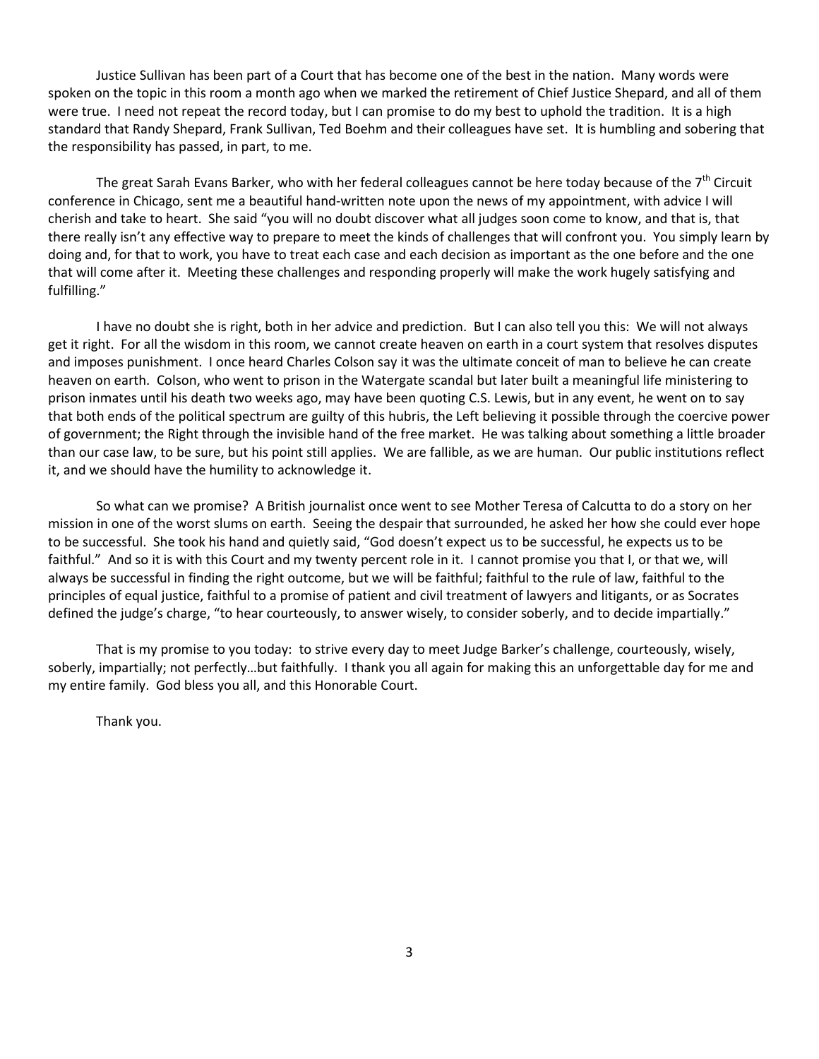Justice Sullivan has been part of a Court that has become one of the best in the nation. Many words were spoken on the topic in this room a month ago when we marked the retirement of Chief Justice Shepard, and all of them were true. I need not repeat the record today, but I can promise to do my best to uphold the tradition. It is a high standard that Randy Shepard, Frank Sullivan, Ted Boehm and their colleagues have set. It is humbling and sobering that the responsibility has passed, in part, to me.

The great Sarah Evans Barker, who with her federal colleagues cannot be here today because of the 7th Circuit conference in Chicago, sent me a beautiful hand-written note upon the news of my appointment, with advice I will cherish and take to heart. She said "you will no doubt discover what all judges soon come to know, and that is, that there really isn't any effective way to prepare to meet the kinds of challenges that will confront you. You simply learn by doing and, for that to work, you have to treat each case and each decision as important as the one before and the one that will come after it. Meeting these challenges and responding properly will make the work hugely satisfying and fulfilling."

I have no doubt she is right, both in her advice and prediction. But I can also tell you this: We will not always get it right. For all the wisdom in this room, we cannot create heaven on earth in a court system that resolves disputes and imposes punishment. I once heard Charles Colson say it was the ultimate conceit of man to believe he can create heaven on earth. Colson, who went to prison in the Watergate scandal but later built a meaningful life ministering to prison inmates until his death two weeks ago, may have been quoting C.S. Lewis, but in any event, he went on to say that both ends of the political spectrum are guilty of this hubris, the Left believing it possible through the coercive power of government; the Right through the invisible hand of the free market. He was talking about something a little broader than our case law, to be sure, but his point still applies. We are fallible, as we are human. Our public institutions reflect it, and we should have the humility to acknowledge it.

So what can we promise? A British journalist once went to see Mother Teresa of Calcutta to do a story on her mission in one of the worst slums on earth. Seeing the despair that surrounded, he asked her how she could ever hope to be successful. She took his hand and quietly said, "God doesn't expect us to be successful, he expects us to be faithful." And so it is with this Court and my twenty percent role in it. I cannot promise you that I, or that we, will always be successful in finding the right outcome, but we will be faithful; faithful to the rule of law, faithful to the principles of equal justice, faithful to a promise of patient and civil treatment of lawyers and litigants, or as Socrates defined the judge's charge, "to hear courteously, to answer wisely, to consider soberly, and to decide impartially."

That is my promise to you today: to strive every day to meet Judge Barker's challenge, courteously, wisely, soberly, impartially; not perfectly…but faithfully. I thank you all again for making this an unforgettable day for me and my entire family. God bless you all, and this Honorable Court.

Thank you.